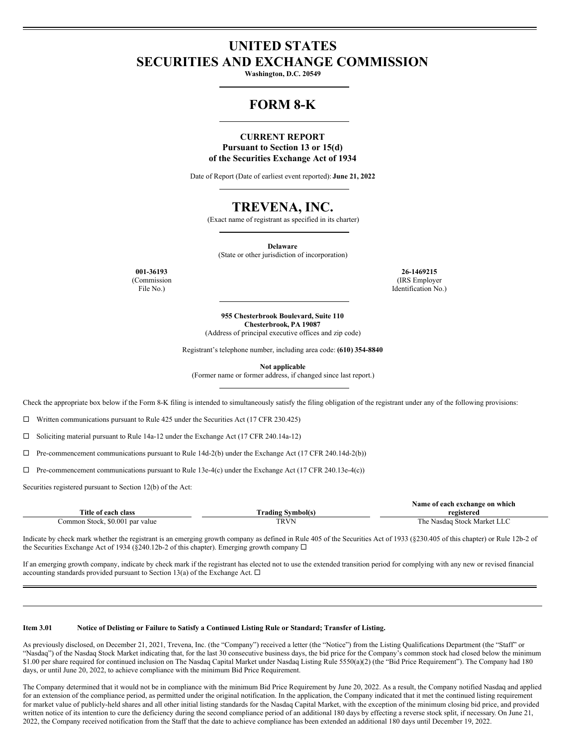# UNITED STATES
# SECURITIES AND EXCHANGE COMMISSION

**Washington, D.C. 20549**

# FORM 8-K

**CURRENT REPORT**
**Pursuant to Section 13 or 15(d)**
**of the Securities Exchange Act of 1934**

Date of Report (Date of earliest event reported): **June 21, 2022**

# TREVENA, INC.

(Exact name of registrant as specified in its charter)

**Delaware**
(State or other jurisdiction of incorporation)

| **001-36193** | **26-1469215** |
|---|---|
| (Commission File No.) | (IRS Employer Identification No.) |

**955 Chesterbrook Boulevard, Suite 110**
**Chesterbrook, PA 19087**
(Address of principal executive offices and zip code)

Registrant's telephone number, including area code: **(610) 354-8840**

**Not applicable**
(Former name or former address, if changed since last report.)

Check the appropriate box below if the Form 8-K filing is intended to simultaneously satisfy the filing obligation of the registrant under any of the following provisions:

☐ Written communications pursuant to Rule 425 under the Securities Act (17 CFR 230.425)

☐ Soliciting material pursuant to Rule 14a-12 under the Exchange Act (17 CFR 240.14a-12)

☐ Pre-commencement communications pursuant to Rule 14d-2(b) under the Exchange Act (17 CFR 240.14d-2(b))

☐ Pre-commencement communications pursuant to Rule 13e-4(c) under the Exchange Act (17 CFR 240.13e-4(c))

Securities registered pursuant to Section 12(b) of the Act:

| Title of each class | Trading Symbol(s) | Name of each exchange on which registered |
|---|---|---|
| Common Stock, $0.001 par value | TRVN | The Nasdaq Stock Market LLC |

Indicate by check mark whether the registrant is an emerging growth company as defined in Rule 405 of the Securities Act of 1933 (§230.405 of this chapter) or Rule 12b-2 of the Securities Exchange Act of 1934 (§240.12b-2 of this chapter). Emerging growth company ☐

If an emerging growth company, indicate by check mark if the registrant has elected not to use the extended transition period for complying with any new or revised financial accounting standards provided pursuant to Section 13(a) of the Exchange Act. ☐

**Item 3.01 Notice of Delisting or Failure to Satisfy a Continued Listing Rule or Standard; Transfer of Listing.**

As previously disclosed, on December 21, 2021, Trevena, Inc. (the "Company") received a letter (the "Notice") from the Listing Qualifications Department (the "Staff" or "Nasdaq") of the Nasdaq Stock Market indicating that, for the last 30 consecutive business days, the bid price for the Company's common stock had closed below the minimum $1.00 per share required for continued inclusion on The Nasdaq Capital Market under Nasdaq Listing Rule 5550(a)(2) (the "Bid Price Requirement"). The Company had 180 days, or until June 20, 2022, to achieve compliance with the minimum Bid Price Requirement.

The Company determined that it would not be in compliance with the minimum Bid Price Requirement by June 20, 2022. As a result, the Company notified Nasdaq and applied for an extension of the compliance period, as permitted under the original notification. In the application, the Company indicated that it met the continued listing requirement for market value of publicly-held shares and all other initial listing standards for the Nasdaq Capital Market, with the exception of the minimum closing bid price, and provided written notice of its intention to cure the deficiency during the second compliance period of an additional 180 days by effecting a reverse stock split, if necessary. On June 21, 2022, the Company received notification from the Staff that the date to achieve compliance has been extended an additional 180 days until December 19, 2022.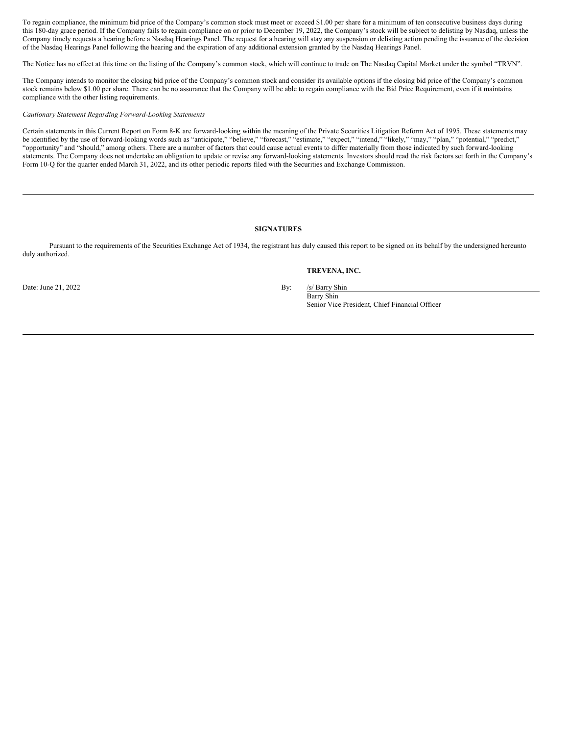To regain compliance, the minimum bid price of the Company's common stock must meet or exceed $1.00 per share for a minimum of ten consecutive business days during this 180-day grace period. If the Company fails to regain compliance on or prior to December 19, 2022, the Company's stock will be subject to delisting by Nasdaq, unless the Company timely requests a hearing before a Nasdaq Hearings Panel. The request for a hearing will stay any suspension or delisting action pending the issuance of the decision of the Nasdaq Hearings Panel following the hearing and the expiration of any additional extension granted by the Nasdaq Hearings Panel.

The Notice has no effect at this time on the listing of the Company's common stock, which will continue to trade on The Nasdaq Capital Market under the symbol "TRVN".

The Company intends to monitor the closing bid price of the Company's common stock and consider its available options if the closing bid price of the Company's common stock remains below $1.00 per share. There can be no assurance that the Company will be able to regain compliance with the Bid Price Requirement, even if it maintains compliance with the other listing requirements.

*Cautionary Statement Regarding Forward-Looking Statements*

Certain statements in this Current Report on Form 8-K are forward-looking within the meaning of the Private Securities Litigation Reform Act of 1995. These statements may be identified by the use of forward-looking words such as "anticipate," "believe," "forecast," "estimate," "expect," "intend," "likely," "may," "plan," "potential," "predict," "opportunity" and "should," among others. There are a number of factors that could cause actual events to differ materially from those indicated by such forward-looking statements. The Company does not undertake an obligation to update or revise any forward-looking statements. Investors should read the risk factors set forth in the Company's Form 10-Q for the quarter ended March 31, 2022, and its other periodic reports filed with the Securities and Exchange Commission.

---

**SIGNATURES**

Pursuant to the requirements of the Securities Exchange Act of 1934, the registrant has duly caused this report to be signed on its behalf by the undersigned hereunto duly authorized.

**TREVENA, INC.**

Date: June 21, 2022

By: /s/ Barry Shin
Barry Shin
Senior Vice President, Chief Financial Officer